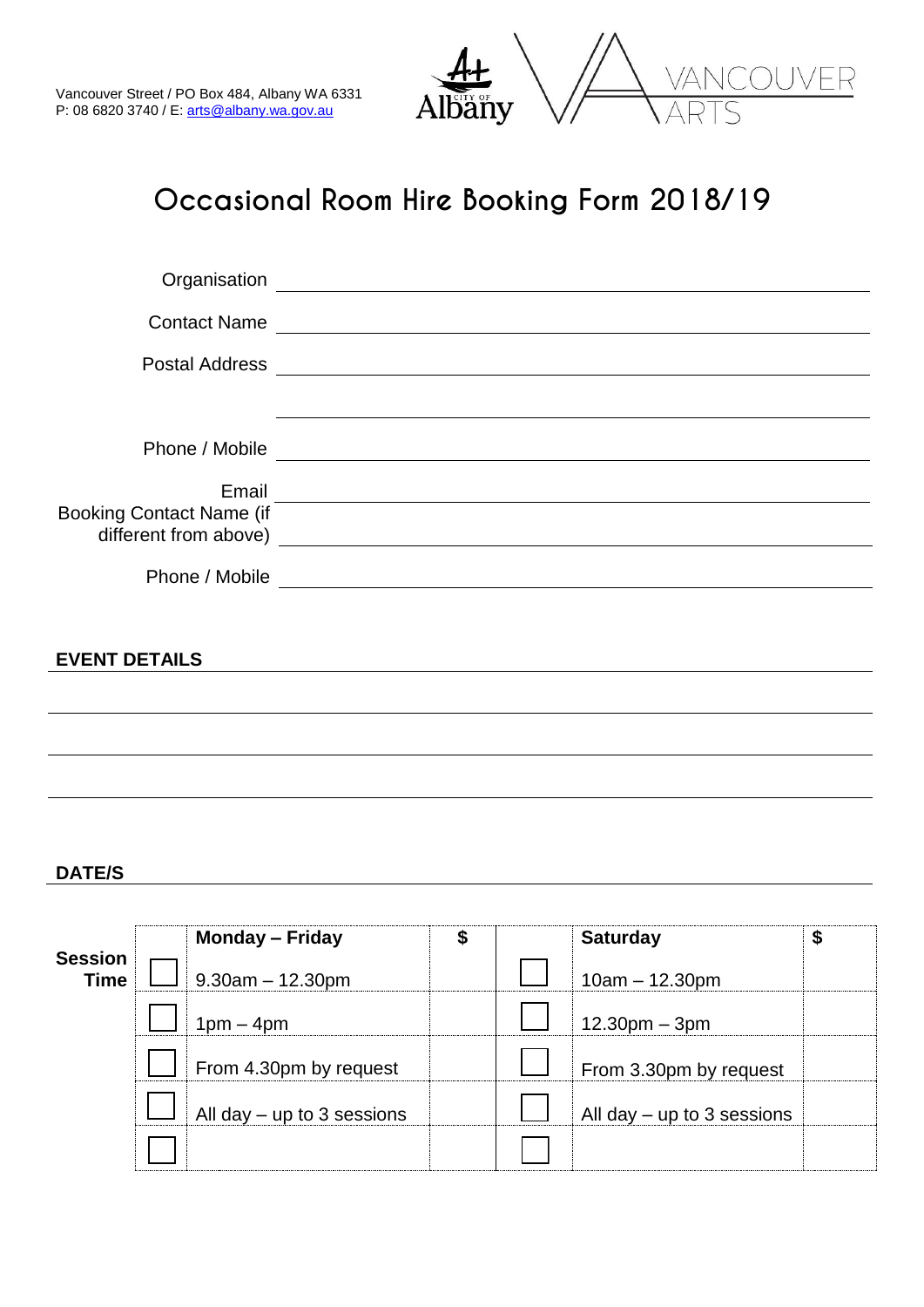Vancouver Street / PO Box 484, Albany WA 6331
P: 08 6820 3740 / E: arts@albany.wa.gov.au

# Occasional Room Hire Booking Form 2018/19

Organisation ______________________________

Contact Name ______________________________

Postal Address ______________________________

______________________________

Phone / Mobile ______________________________

Email ______________________________

Booking Contact Name (if different from above) ______________________________

Phone / Mobile ______________________________

**EVENT DETAILS**

______________________________

______________________________

______________________________

**DATE/S**

| Session Time | | Monday – Friday | $ | | Saturday | $ |
|---|---|---|---|---|---|---|
| | ☐ | 9.30am – 12.30pm | | ☐ | 10am – 12.30pm | |
| | ☐ | 1pm – 4pm | | ☐ | 12.30pm – 3pm | |
| | ☐ | From 4.30pm by request | | ☐ | From 3.30pm by request | |
| | ☐ | All day – up to 3 sessions | | ☐ | All day – up to 3 sessions | |
| | ☐ | | | ☐ | | |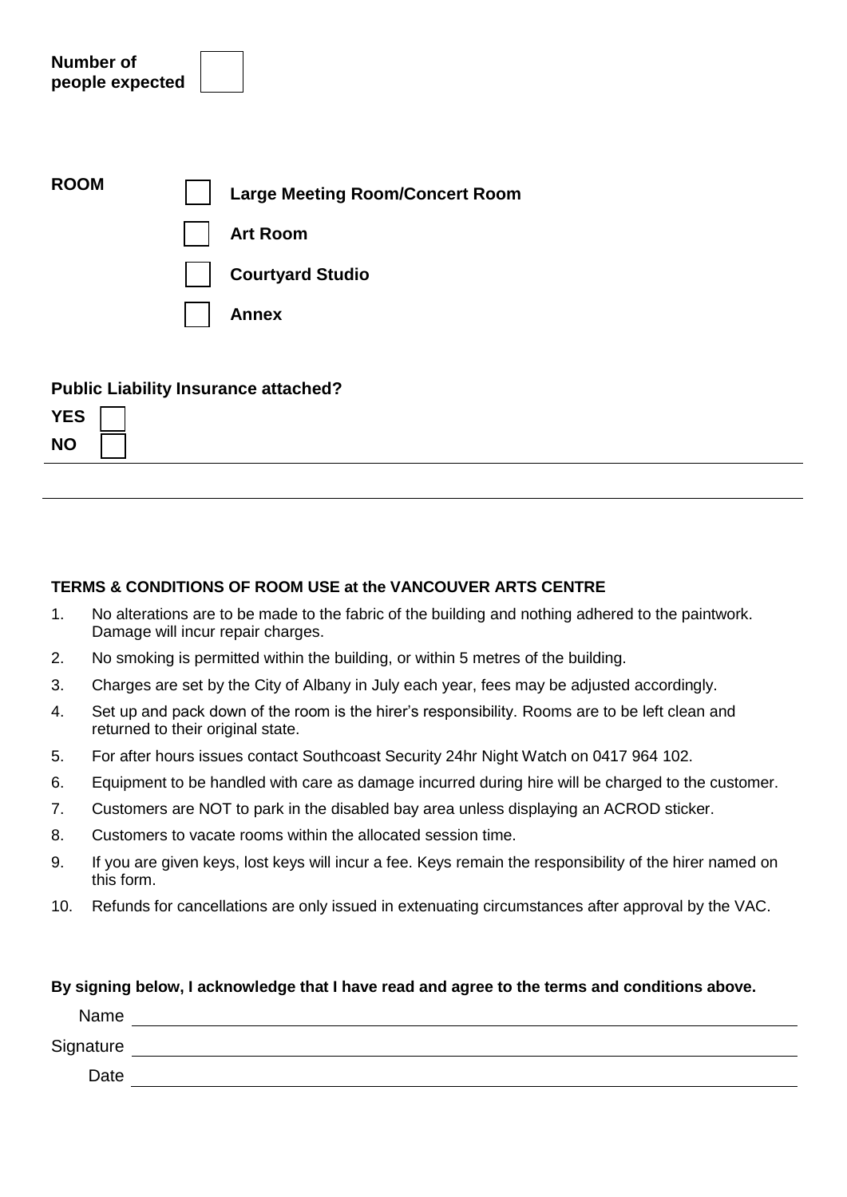**Number of people expected** ☐

**ROOM**

☐ **Large Meeting Room/Concert Room**

☐ **Art Room**

☐ **Courtyard Studio**

☐ **Annex**

**Public Liability Insurance attached?**

**YES** ☐

**NO** ☐

---

**TERMS & CONDITIONS OF ROOM USE at the VANCOUVER ARTS CENTRE**

1. No alterations are to be made to the fabric of the building and nothing adhered to the paintwork. Damage will incur repair charges.
2. No smoking is permitted within the building, or within 5 metres of the building.
3. Charges are set by the City of Albany in July each year, fees may be adjusted accordingly.
4. Set up and pack down of the room is the hirer's responsibility. Rooms are to be left clean and returned to their original state.
5. For after hours issues contact Southcoast Security 24hr Night Watch on 0417 964 102.
6. Equipment to be handled with care as damage incurred during hire will be charged to the customer.
7. Customers are NOT to park in the disabled bay area unless displaying an ACROD sticker.
8. Customers to vacate rooms within the allocated session time.
9. If you are given keys, lost keys will incur a fee. Keys remain the responsibility of the hirer named on this form.
10. Refunds for cancellations are only issued in extenuating circumstances after approval by the VAC.

**By signing below, I acknowledge that I have read and agree to the terms and conditions above.**

Name ______________________________

Signature ______________________________

Date ______________________________